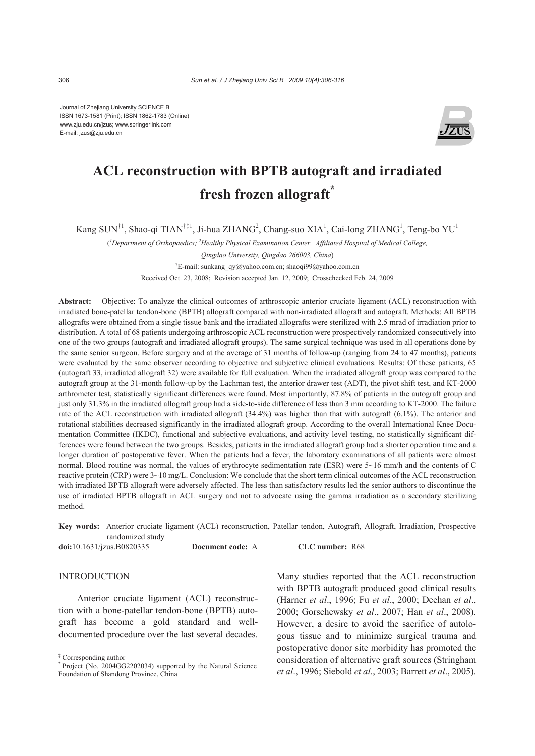Journal of Zhejiang University SCIENCE B
ISSN 1673-1581 (Print); ISSN 1862-1783 (Online)
www.zju.edu.cn/jzus; www.springerlink.com
E-mail: jzus@zju.edu.cn

# ACL reconstruction with BPTB autograft and irradiated fresh frozen allograft*

Kang SUN[†1], Shao-qi TIAN[†‡1], Ji-hua ZHANG[2], Chang-suo XIA[1], Cai-long ZHANG[1], Teng-bo YU[1]

([1]*Department of Orthopaedics;* [2]*Healthy Physical Examination Center, Affiliated Hospital of Medical College, Qingdao University, Qingdao 266003, China*)

[†]E-mail: sunkang_qy@yahoo.com.cn; shaoqi99@yahoo.com.cn

Received Oct. 23, 2008; Revision accepted Jan. 12, 2009; Crosschecked Feb. 24, 2009

**Abstract:** Objective: To analyze the clinical outcomes of arthroscopic anterior cruciate ligament (ACL) reconstruction with irradiated bone-patellar tendon-bone (BPTB) allograft compared with non-irradiated allograft and autograft. Methods: All BPTB allografts were obtained from a single tissue bank and the irradiated allografts were sterilized with 2.5 mrad of irradiation prior to distribution. A total of 68 patients undergoing arthroscopic ACL reconstruction were prospectively randomized consecutively into one of the two groups (autograft and irradiated allograft groups). The same surgical technique was used in all operations done by the same senior surgeon. Before surgery and at the average of 31 months of follow-up (ranging from 24 to 47 months), patients were evaluated by the same observer according to objective and subjective clinical evaluations. Results: Of these patients, 65 (autograft 33, irradiated allograft 32) were available for full evaluation. When the irradiated allograft group was compared to the autograft group at the 31-month follow-up by the Lachman test, the anterior drawer test (ADT), the pivot shift test, and KT-2000 arthrometer test, statistically significant differences were found. Most importantly, 87.8% of patients in the autograft group and just only 31.3% in the irradiated allograft group had a side-to-side difference of less than 3 mm according to KT-2000. The failure rate of the ACL reconstruction with irradiated allograft (34.4%) was higher than that with autograft (6.1%). The anterior and rotational stabilities decreased significantly in the irradiated allograft group. According to the overall International Knee Documentation Committee (IKDC), functional and subjective evaluations, and activity level testing, no statistically significant differences were found between the two groups. Besides, patients in the irradiated allograft group had a shorter operation time and a longer duration of postoperative fever. When the patients had a fever, the laboratory examinations of all patients were almost normal. Blood routine was normal, the values of erythrocyte sedimentation rate (ESR) were 5~16 mm/h and the contents of C reactive protein (CRP) were 3~10 mg/L. Conclusion: We conclude that the short term clinical outcomes of the ACL reconstruction with irradiated BPTB allograft were adversely affected. The less than satisfactory results led the senior authors to discontinue the use of irradiated BPTB allograft in ACL surgery and not to advocate using the gamma irradiation as a secondary sterilizing method.

**Key words:** Anterior cruciate ligament (ACL) reconstruction, Patellar tendon, Autograft, Allograft, Irradiation, Prospective randomized study

**doi:**10.1631/jzus.B0820335 **Document code:** A **CLC number:** R68

## INTRODUCTION

Anterior cruciate ligament (ACL) reconstruction with a bone-patellar tendon-bone (BPTB) autograft has become a gold standard and well-documented procedure over the last several decades. Many studies reported that the ACL reconstruction with BPTB autograft produced good clinical results (Harner *et al*., 1996; Fu *et al*., 2000; Deehan *et al*., 2000; Gorschewsky *et al*., 2007; Han *et al*., 2008). However, a desire to avoid the sacrifice of autologous tissue and to minimize surgical trauma and postoperative donor site morbidity has promoted the consideration of alternative graft sources (Stringham *et al*., 1996; Siebold *et al*., 2003; Barrett *et al*., 2005).

[‡] Corresponding author

[*] Project (No. 2004GG2202034) supported by the Natural Science Foundation of Shandong Province, China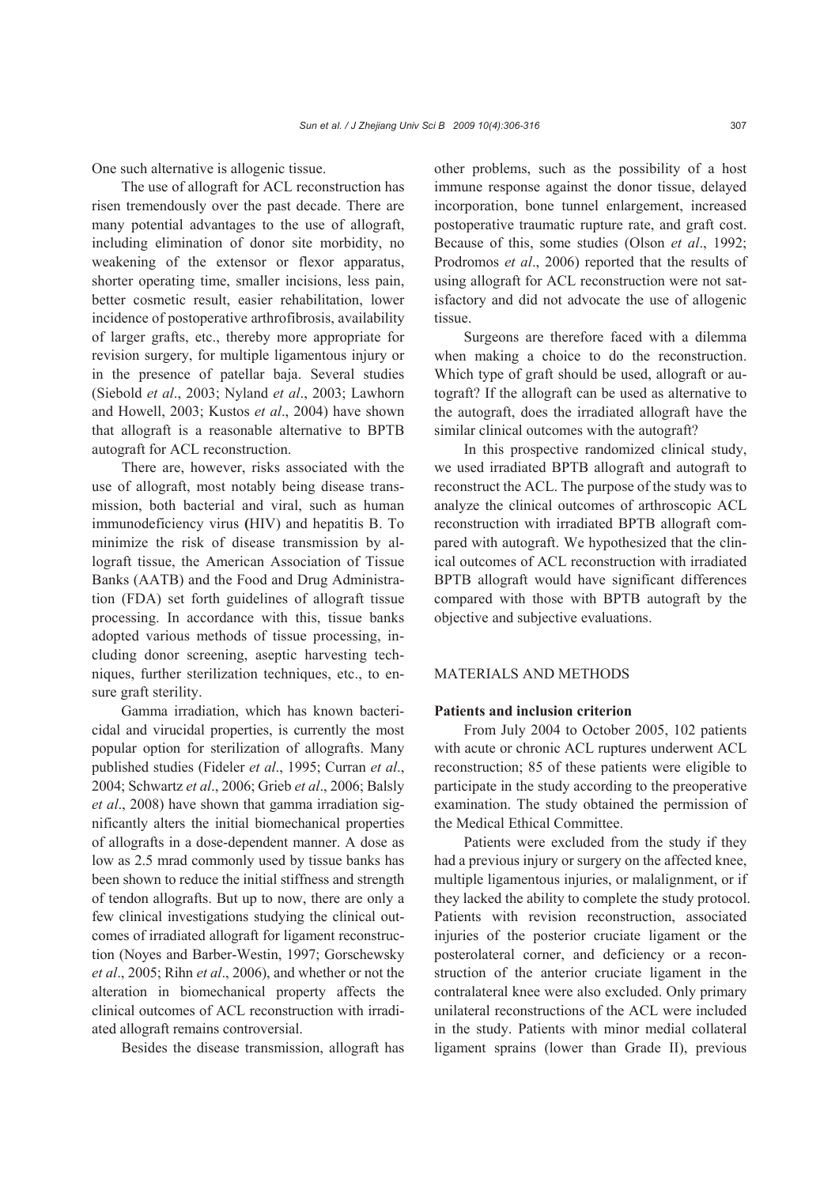One such alternative is allogenic tissue.

The use of allograft for ACL reconstruction has risen tremendously over the past decade. There are many potential advantages to the use of allograft, including elimination of donor site morbidity, no weakening of the extensor or flexor apparatus, shorter operating time, smaller incisions, less pain, better cosmetic result, easier rehabilitation, lower incidence of postoperative arthrofibrosis, availability of larger grafts, etc., thereby more appropriate for revision surgery, for multiple ligamentous injury or in the presence of patellar baja. Several studies (Siebold *et al*., 2003; Nyland *et al*., 2003; Lawhorn and Howell, 2003; Kustos *et al*., 2004) have shown that allograft is a reasonable alternative to BPTB autograft for ACL reconstruction.

There are, however, risks associated with the use of allograft, most notably being disease transmission, both bacterial and viral, such as human immunodeficiency virus (HIV) and hepatitis B. To minimize the risk of disease transmission by allograft tissue, the American Association of Tissue Banks (AATB) and the Food and Drug Administration (FDA) set forth guidelines of allograft tissue processing. In accordance with this, tissue banks adopted various methods of tissue processing, including donor screening, aseptic harvesting techniques, further sterilization techniques, etc., to ensure graft sterility.

Gamma irradiation, which has known bactericidal and virucidal properties, is currently the most popular option for sterilization of allografts. Many published studies (Fideler *et al*., 1995; Curran *et al*., 2004; Schwartz *et al*., 2006; Grieb *et al*., 2006; Balsly *et al*., 2008) have shown that gamma irradiation significantly alters the initial biomechanical properties of allografts in a dose-dependent manner. A dose as low as 2.5 mrad commonly used by tissue banks has been shown to reduce the initial stiffness and strength of tendon allografts. But up to now, there are only a few clinical investigations studying the clinical outcomes of irradiated allograft for ligament reconstruction (Noyes and Barber-Westin, 1997; Gorschewsky *et al*., 2005; Rihn *et al*., 2006), and whether or not the alteration in biomechanical property affects the clinical outcomes of ACL reconstruction with irradiated allograft remains controversial.

Besides the disease transmission, allograft has other problems, such as the possibility of a host immune response against the donor tissue, delayed incorporation, bone tunnel enlargement, increased postoperative traumatic rupture rate, and graft cost. Because of this, some studies (Olson *et al*., 1992; Prodromos *et al*., 2006) reported that the results of using allograft for ACL reconstruction were not satisfactory and did not advocate the use of allogenic tissue.

Surgeons are therefore faced with a dilemma when making a choice to do the reconstruction. Which type of graft should be used, allograft or autograft? If the allograft can be used as alternative to the autograft, does the irradiated allograft have the similar clinical outcomes with the autograft?

In this prospective randomized clinical study, we used irradiated BPTB allograft and autograft to reconstruct the ACL. The purpose of the study was to analyze the clinical outcomes of arthroscopic ACL reconstruction with irradiated BPTB allograft compared with autograft. We hypothesized that the clinical outcomes of ACL reconstruction with irradiated BPTB allograft would have significant differences compared with those with BPTB autograft by the objective and subjective evaluations.

## MATERIALS AND METHODS

### Patients and inclusion criterion

From July 2004 to October 2005, 102 patients with acute or chronic ACL ruptures underwent ACL reconstruction; 85 of these patients were eligible to participate in the study according to the preoperative examination. The study obtained the permission of the Medical Ethical Committee.

Patients were excluded from the study if they had a previous injury or surgery on the affected knee, multiple ligamentous injuries, or malalignment, or if they lacked the ability to complete the study protocol. Patients with revision reconstruction, associated injuries of the posterior cruciate ligament or the posterolateral corner, and deficiency or a reconstruction of the anterior cruciate ligament in the contralateral knee were also excluded. Only primary unilateral reconstructions of the ACL were included in the study. Patients with minor medial collateral ligament sprains (lower than Grade II), previous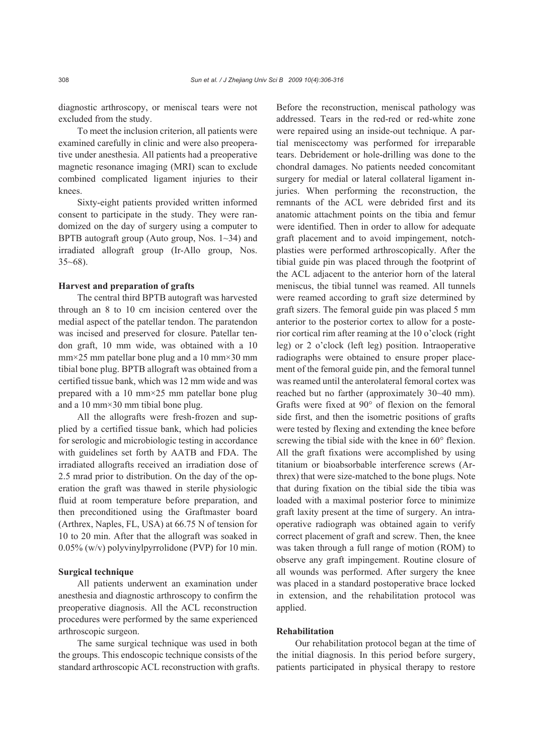diagnostic arthroscopy, or meniscal tears were not excluded from the study.

To meet the inclusion criterion, all patients were examined carefully in clinic and were also preoperative under anesthesia. All patients had a preoperative magnetic resonance imaging (MRI) scan to exclude combined complicated ligament injuries to their knees.

Sixty-eight patients provided written informed consent to participate in the study. They were randomized on the day of surgery using a computer to BPTB autograft group (Auto group, Nos. 1~34) and irradiated allograft group (Ir-Allo group, Nos. 35~68).

### Harvest and preparation of grafts

The central third BPTB autograft was harvested through an 8 to 10 cm incision centered over the medial aspect of the patellar tendon. The paratendon was incised and preserved for closure. Patellar tendon graft, 10 mm wide, was obtained with a 10 mm×25 mm patellar bone plug and a 10 mm×30 mm tibial bone plug. BPTB allograft was obtained from a certified tissue bank, which was 12 mm wide and was prepared with a 10 mm×25 mm patellar bone plug and a 10 mm×30 mm tibial bone plug.

All the allografts were fresh-frozen and supplied by a certified tissue bank, which had policies for serologic and microbiologic testing in accordance with guidelines set forth by AATB and FDA. The irradiated allografts received an irradiation dose of 2.5 mrad prior to distribution. On the day of the operation the graft was thawed in sterile physiologic fluid at room temperature before preparation, and then preconditioned using the Graftmaster board (Arthrex, Naples, FL, USA) at 66.75 N of tension for 10 to 20 min. After that the allograft was soaked in 0.05% (w/v) polyvinylpyrrolidone (PVP) for 10 min.

### Surgical technique

All patients underwent an examination under anesthesia and diagnostic arthroscopy to confirm the preoperative diagnosis. All the ACL reconstruction procedures were performed by the same experienced arthroscopic surgeon.

The same surgical technique was used in both the groups. This endoscopic technique consists of the standard arthroscopic ACL reconstruction with grafts. Before the reconstruction, meniscal pathology was addressed. Tears in the red-red or red-white zone were repaired using an inside-out technique. A partial meniscectomy was performed for irreparable tears. Debridement or hole-drilling was done to the chondral damages. No patients needed concomitant surgery for medial or lateral collateral ligament injuries. When performing the reconstruction, the remnants of the ACL were debrided first and its anatomic attachment points on the tibia and femur were identified. Then in order to allow for adequate graft placement and to avoid impingement, notchplasties were performed arthroscopically. After the tibial guide pin was placed through the footprint of the ACL adjacent to the anterior horn of the lateral meniscus, the tibial tunnel was reamed. All tunnels were reamed according to graft size determined by graft sizers. The femoral guide pin was placed 5 mm anterior to the posterior cortex to allow for a posterior cortical rim after reaming at the 10 o'clock (right leg) or 2 o'clock (left leg) position. Intraoperative radiographs were obtained to ensure proper placement of the femoral guide pin, and the femoral tunnel was reamed until the anterolateral femoral cortex was reached but no farther (approximately 30~40 mm). Grafts were fixed at 90° of flexion on the femoral side first, and then the isometric positions of grafts were tested by flexing and extending the knee before screwing the tibial side with the knee in 60° flexion. All the graft fixations were accomplished by using titanium or bioabsorbable interference screws (Arthrex) that were size-matched to the bone plugs. Note that during fixation on the tibial side the tibia was loaded with a maximal posterior force to minimize graft laxity present at the time of surgery. An intraoperative radiograph was obtained again to verify correct placement of graft and screw. Then, the knee was taken through a full range of motion (ROM) to observe any graft impingement. Routine closure of all wounds was performed. After surgery the knee was placed in a standard postoperative brace locked in extension, and the rehabilitation protocol was applied.

### Rehabilitation

Our rehabilitation protocol began at the time of the initial diagnosis. In this period before surgery, patients participated in physical therapy to restore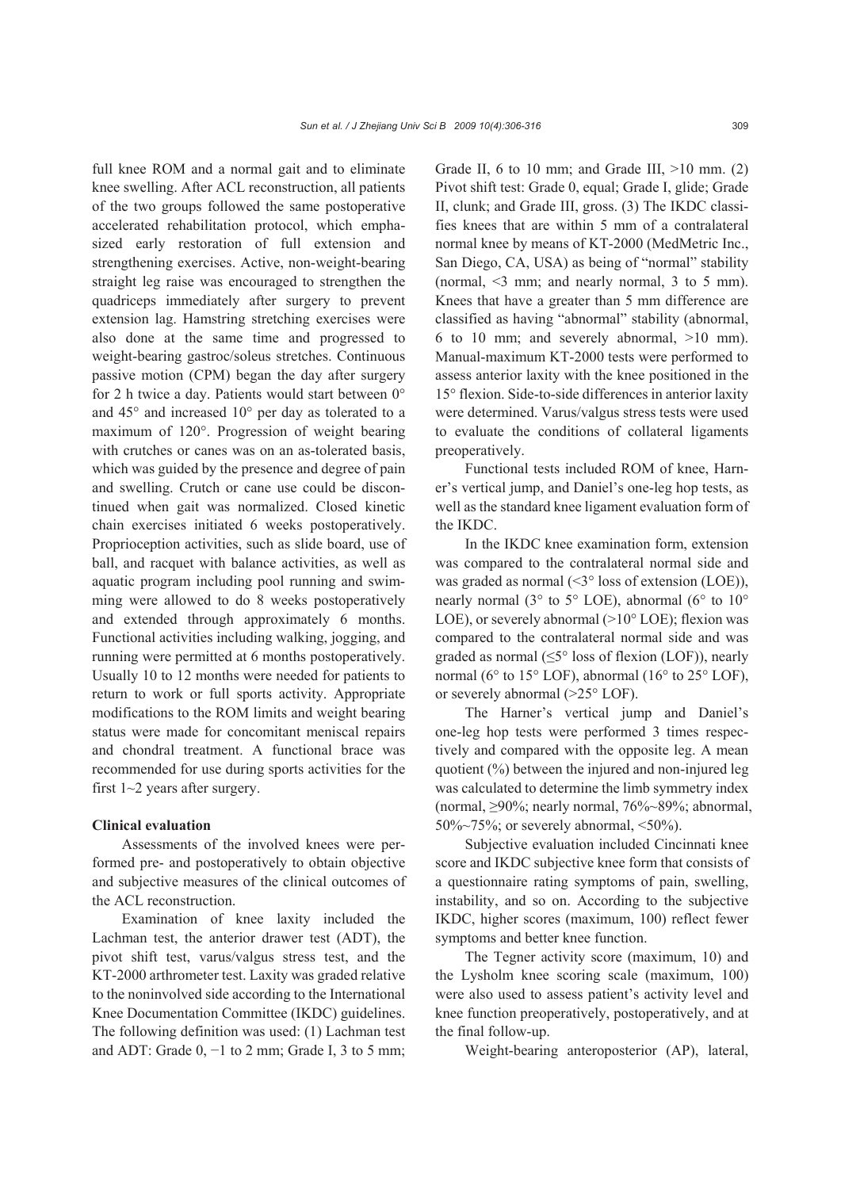full knee ROM and a normal gait and to eliminate knee swelling. After ACL reconstruction, all patients of the two groups followed the same postoperative accelerated rehabilitation protocol, which emphasized early restoration of full extension and strengthening exercises. Active, non-weight-bearing straight leg raise was encouraged to strengthen the quadriceps immediately after surgery to prevent extension lag. Hamstring stretching exercises were also done at the same time and progressed to weight-bearing gastroc/soleus stretches. Continuous passive motion (CPM) began the day after surgery for 2 h twice a day. Patients would start between 0° and 45° and increased 10° per day as tolerated to a maximum of 120°. Progression of weight bearing with crutches or canes was on an as-tolerated basis, which was guided by the presence and degree of pain and swelling. Crutch or cane use could be discontinued when gait was normalized. Closed kinetic chain exercises initiated 6 weeks postoperatively. Proprioception activities, such as slide board, use of ball, and racquet with balance activities, as well as aquatic program including pool running and swimming were allowed to do 8 weeks postoperatively and extended through approximately 6 months. Functional activities including walking, jogging, and running were permitted at 6 months postoperatively. Usually 10 to 12 months were needed for patients to return to work or full sports activity. Appropriate modifications to the ROM limits and weight bearing status were made for concomitant meniscal repairs and chondral treatment. A functional brace was recommended for use during sports activities for the first 1~2 years after surgery.

### Clinical evaluation

Assessments of the involved knees were performed pre- and postoperatively to obtain objective and subjective measures of the clinical outcomes of the ACL reconstruction.

Examination of knee laxity included the Lachman test, the anterior drawer test (ADT), the pivot shift test, varus/valgus stress test, and the KT-2000 arthrometer test. Laxity was graded relative to the noninvolved side according to the International Knee Documentation Committee (IKDC) guidelines. The following definition was used: (1) Lachman test and ADT: Grade 0, −1 to 2 mm; Grade I, 3 to 5 mm; Grade II, 6 to 10 mm; and Grade III, >10 mm. (2) Pivot shift test: Grade 0, equal; Grade I, glide; Grade II, clunk; and Grade III, gross. (3) The IKDC classifies knees that are within 5 mm of a contralateral normal knee by means of KT-2000 (MedMetric Inc., San Diego, CA, USA) as being of "normal" stability (normal, <3 mm; and nearly normal, 3 to 5 mm). Knees that have a greater than 5 mm difference are classified as having "abnormal" stability (abnormal, 6 to 10 mm; and severely abnormal, >10 mm). Manual-maximum KT-2000 tests were performed to assess anterior laxity with the knee positioned in the 15° flexion. Side-to-side differences in anterior laxity were determined. Varus/valgus stress tests were used to evaluate the conditions of collateral ligaments preoperatively.

Functional tests included ROM of knee, Harner's vertical jump, and Daniel's one-leg hop tests, as well as the standard knee ligament evaluation form of the IKDC.

In the IKDC knee examination form, extension was compared to the contralateral normal side and was graded as normal (<3° loss of extension (LOE)), nearly normal (3° to 5° LOE), abnormal (6° to 10° LOE), or severely abnormal (>10° LOE); flexion was compared to the contralateral normal side and was graded as normal (≤5° loss of flexion (LOF)), nearly normal (6° to 15° LOF), abnormal (16° to 25° LOF), or severely abnormal (>25° LOF).

The Harner's vertical jump and Daniel's one-leg hop tests were performed 3 times respectively and compared with the opposite leg. A mean quotient (%) between the injured and non-injured leg was calculated to determine the limb symmetry index (normal, ≥90%; nearly normal, 76%~89%; abnormal, 50%~75%; or severely abnormal, <50%).

Subjective evaluation included Cincinnati knee score and IKDC subjective knee form that consists of a questionnaire rating symptoms of pain, swelling, instability, and so on. According to the subjective IKDC, higher scores (maximum, 100) reflect fewer symptoms and better knee function.

The Tegner activity score (maximum, 10) and the Lysholm knee scoring scale (maximum, 100) were also used to assess patient's activity level and knee function preoperatively, postoperatively, and at the final follow-up.

Weight-bearing anteroposterior (AP), lateral,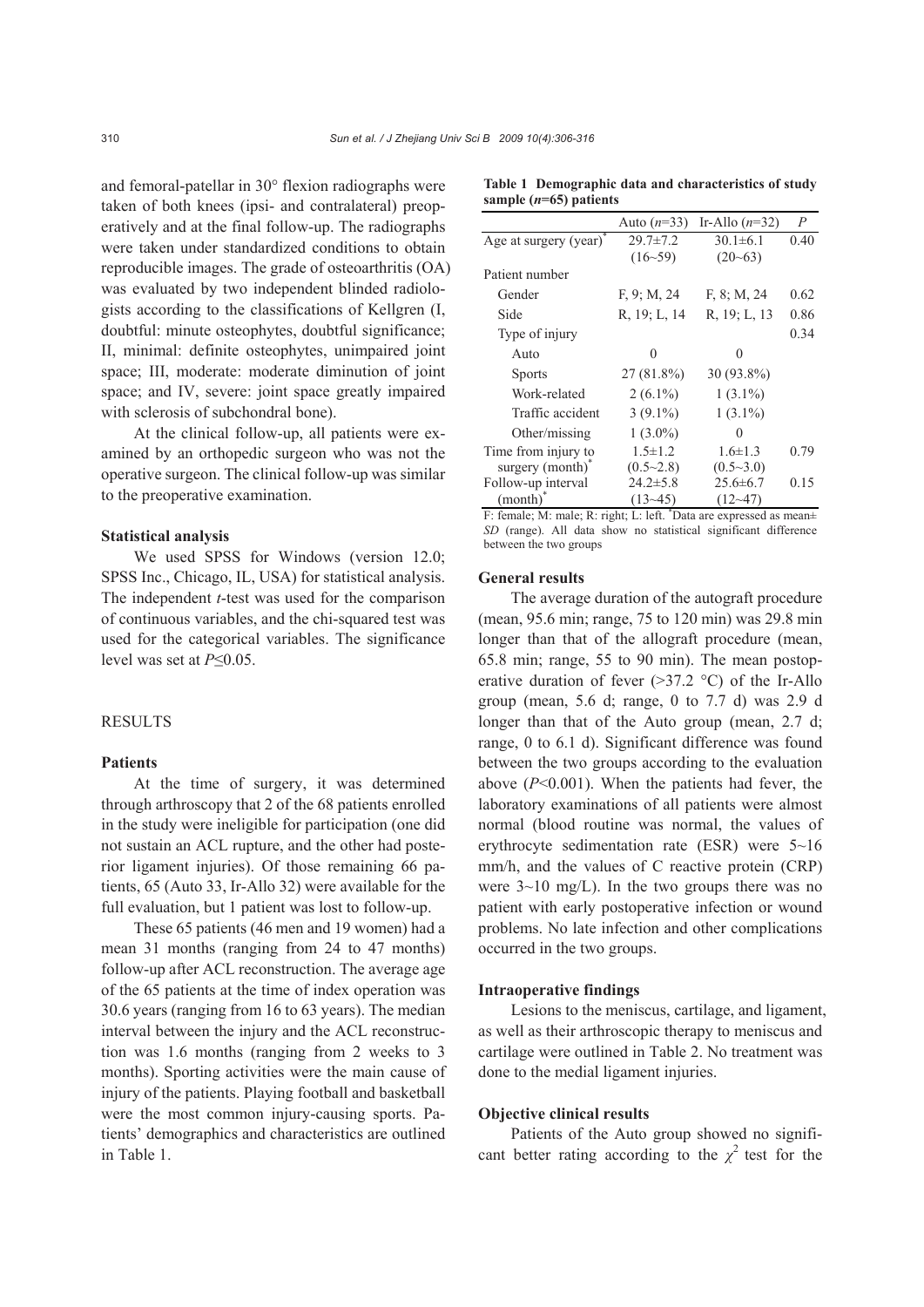and femoral-patellar in 30° flexion radiographs were taken of both knees (ipsi- and contralateral) preoperatively and at the final follow-up. The radiographs were taken under standardized conditions to obtain reproducible images. The grade of osteoarthritis (OA) was evaluated by two independent blinded radiologists according to the classifications of Kellgren (I, doubtful: minute osteophytes, doubtful significance; II, minimal: definite osteophytes, unimpaired joint space; III, moderate: moderate diminution of joint space; and IV, severe: joint space greatly impaired with sclerosis of subchondral bone).

At the clinical follow-up, all patients were examined by an orthopedic surgeon who was not the operative surgeon. The clinical follow-up was similar to the preoperative examination.

### Statistical analysis

We used SPSS for Windows (version 12.0; SPSS Inc., Chicago, IL, USA) for statistical analysis. The independent *t*-test was used for the comparison of continuous variables, and the chi-squared test was used for the categorical variables. The significance level was set at $P \leq 0.05$.

## RESULTS

### Patients

At the time of surgery, it was determined through arthroscopy that 2 of the 68 patients enrolled in the study were ineligible for participation (one did not sustain an ACL rupture, and the other had posterior ligament injuries). Of those remaining 66 patients, 65 (Auto 33, Ir-Allo 32) were available for the full evaluation, but 1 patient was lost to follow-up.

These 65 patients (46 men and 19 women) had a mean 31 months (ranging from 24 to 47 months) follow-up after ACL reconstruction. The average age of the 65 patients at the time of index operation was 30.6 years (ranging from 16 to 63 years). The median interval between the injury and the ACL reconstruction was 1.6 months (ranging from 2 weeks to 3 months). Sporting activities were the main cause of injury of the patients. Playing football and basketball were the most common injury-causing sports. Patients' demographics and characteristics are outlined in Table 1.

**Table 1 Demographic data and characteristics of study sample ($n$=65) patients**

| | Auto ($n$=33) | Ir-Allo ($n$=32) | $P$ |
|---|---|---|---|
| Age at surgery (year)* | 29.7±7.2 (16~59) | 30.1±6.1 (20~63) | 0.40 |
| Patient number | | | |
| Gender | F, 9; M, 24 | F, 8; M, 24 | 0.62 |
| Side | R, 19; L, 14 | R, 19; L, 13 | 0.86 |
| Type of injury | | | 0.34 |
| Auto | 0 | 0 | |
| Sports | 27 (81.8%) | 30 (93.8%) | |
| Work-related | 2 (6.1%) | 1 (3.1%) | |
| Traffic accident | 3 (9.1%) | 1 (3.1%) | |
| Other/missing | 1 (3.0%) | 0 | |
| Time from injury to surgery (month)* | 1.5±1.2 (0.5~2.8) | 1.6±1.3 (0.5~3.0) | 0.79 |
| Follow-up interval (month)* | 24.2±5.8 (13~45) | 25.6±6.7 (12~47) | 0.15 |

F: female; M: male; R: right; L: left. *Data are expressed as mean±*SD* (range). All data show no statistical significant difference between the two groups

### General results

The average duration of the autograft procedure (mean, 95.6 min; range, 75 to 120 min) was 29.8 min longer than that of the allograft procedure (mean, 65.8 min; range, 55 to 90 min). The mean postoperative duration of fever (>37.2 °C) of the Ir-Allo group (mean, 5.6 d; range, 0 to 7.7 d) was 2.9 d longer than that of the Auto group (mean, 2.7 d; range, 0 to 6.1 d). Significant difference was found between the two groups according to the evaluation above ($P<0.001$). When the patients had fever, the laboratory examinations of all patients were almost normal (blood routine was normal, the values of erythrocyte sedimentation rate (ESR) were 5~16 mm/h, and the values of C reactive protein (CRP) were 3~10 mg/L). In the two groups there was no patient with early postoperative infection or wound problems. No late infection and other complications occurred in the two groups.

### Intraoperative findings

Lesions to the meniscus, cartilage, and ligament, as well as their arthroscopic therapy to meniscus and cartilage were outlined in Table 2. No treatment was done to the medial ligament injuries.

### Objective clinical results

Patients of the Auto group showed no significant better rating according to the $\chi^2$ test for the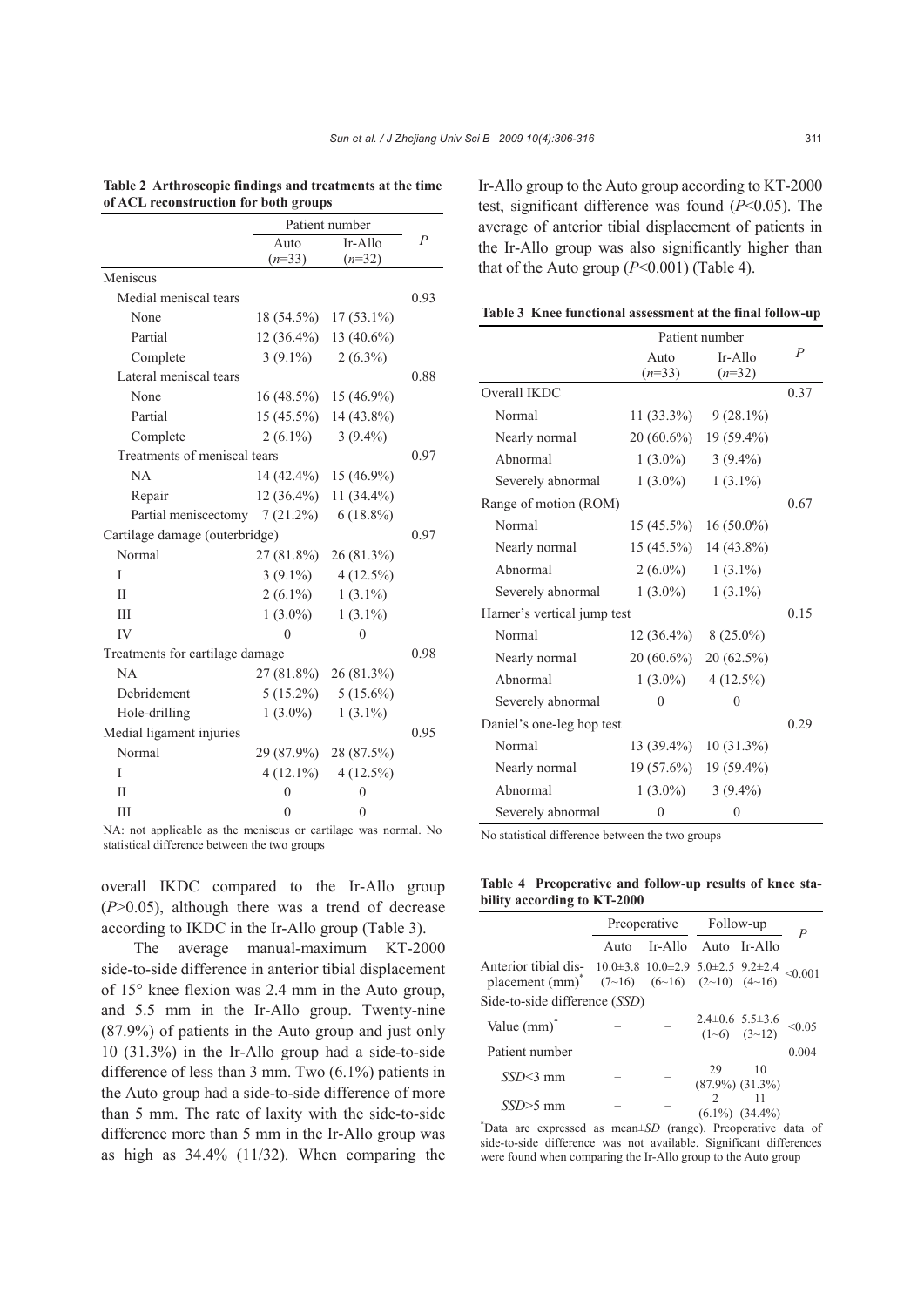**Table 2 Arthroscopic findings and treatments at the time of ACL reconstruction for both groups**

| | Patient number | | *P* |
|---|---|---|---|
| | Auto (*n*=33) | Ir-Allo (*n*=32) | |
| Meniscus | | | |
| Medial meniscal tears | | | 0.93 |
| None | 18 (54.5%) | 17 (53.1%) | |
| Partial | 12 (36.4%) | 13 (40.6%) | |
| Complete | 3 (9.1%) | 2 (6.3%) | |
| Lateral meniscal tears | | | 0.88 |
| None | 16 (48.5%) | 15 (46.9%) | |
| Partial | 15 (45.5%) | 14 (43.8%) | |
| Complete | 2 (6.1%) | 3 (9.4%) | |
| Treatments of meniscal tears | | | 0.97 |
| NA | 14 (42.4%) | 15 (46.9%) | |
| Repair | 12 (36.4%) | 11 (34.4%) | |
| Partial meniscectomy | 7 (21.2%) | 6 (18.8%) | |
| Cartilage damage (outerbridge) | | | 0.97 |
| Normal | 27 (81.8%) | 26 (81.3%) | |
| I | 3 (9.1%) | 4 (12.5%) | |
| II | 2 (6.1%) | 1 (3.1%) | |
| III | 1 (3.0%) | 1 (3.1%) | |
| IV | 0 | 0 | |
| Treatments for cartilage damage | | | 0.98 |
| NA | 27 (81.8%) | 26 (81.3%) | |
| Debridement | 5 (15.2%) | 5 (15.6%) | |
| Hole-drilling | 1 (3.0%) | 1 (3.1%) | |
| Medial ligament injuries | | | 0.95 |
| Normal | 29 (87.9%) | 28 (87.5%) | |
| I | 4 (12.1%) | 4 (12.5%) | |
| II | 0 | 0 | |
| III | 0 | 0 | |

NA: not applicable as the meniscus or cartilage was normal. No statistical difference between the two groups

overall IKDC compared to the Ir-Allo group ($P$>0.05), although there was a trend of decrease according to IKDC in the Ir-Allo group (Table 3).

The average manual-maximum KT-2000 side-to-side difference in anterior tibial displacement of 15° knee flexion was 2.4 mm in the Auto group, and 5.5 mm in the Ir-Allo group. Twenty-nine (87.9%) of patients in the Auto group and just only 10 (31.3%) in the Ir-Allo group had a side-to-side difference of less than 3 mm. Two (6.1%) patients in the Auto group had a side-to-side difference of more than 5 mm. The rate of laxity with the side-to-side difference more than 5 mm in the Ir-Allo group was as high as 34.4% (11/32). When comparing the Ir-Allo group to the Auto group according to KT-2000 test, significant difference was found ($P$<0.05). The average of anterior tibial displacement of patients in the Ir-Allo group was also significantly higher than that of the Auto group ($P$<0.001) (Table 4).

**Table 3 Knee functional assessment at the final follow-up**

| | Patient number | | *P* |
|---|---|---|---|
| | Auto (*n*=33) | Ir-Allo (*n*=32) | |
| Overall IKDC | | | 0.37 |
| Normal | 11 (33.3%) | 9 (28.1%) | |
| Nearly normal | 20 (60.6%) | 19 (59.4%) | |
| Abnormal | 1 (3.0%) | 3 (9.4%) | |
| Severely abnormal | 1 (3.0%) | 1 (3.1%) | |
| Range of motion (ROM) | | | 0.67 |
| Normal | 15 (45.5%) | 16 (50.0%) | |
| Nearly normal | 15 (45.5%) | 14 (43.8%) | |
| Abnormal | 2 (6.0%) | 1 (3.1%) | |
| Severely abnormal | 1 (3.0%) | 1 (3.1%) | |
| Harner's vertical jump test | | | 0.15 |
| Normal | 12 (36.4%) | 8 (25.0%) | |
| Nearly normal | 20 (60.6%) | 20 (62.5%) | |
| Abnormal | 1 (3.0%) | 4 (12.5%) | |
| Severely abnormal | 0 | 0 | |
| Daniel's one-leg hop test | | | 0.29 |
| Normal | 13 (39.4%) | 10 (31.3%) | |
| Nearly normal | 19 (57.6%) | 19 (59.4%) | |
| Abnormal | 1 (3.0%) | 3 (9.4%) | |
| Severely abnormal | 0 | 0 | |

No statistical difference between the two groups

**Table 4 Preoperative and follow-up results of knee stability according to KT-2000**

| | Preoperative | | Follow-up | | *P* |
|---|---|---|---|---|---|
| | Auto | Ir-Allo | Auto | Ir-Allo | |
| Anterior tibial displacement (mm)* | 10.0±3.8 (7~16) | 10.0±2.9 (6~16) | 5.0±2.5 (2~10) | 9.2±2.4 (4~16) | <0.001 |
| Side-to-side difference (*SSD*) | | | | | |
| Value (mm)* | – | – | 2.4±0.6 (1~6) | 5.5±3.6 (3~12) | <0.05 |
| Patient number | | | | | 0.004 |
| *SSD*<3 mm | – | – | 29 (87.9%) | 10 (31.3%) | |
| *SSD*>5 mm | – | – | 2 (6.1%) | 11 (34.4%) | |

*Data are expressed as mean±*SD* (range). Preoperative data of side-to-side difference was not available. Significant differences were found when comparing the Ir-Allo group to the Auto group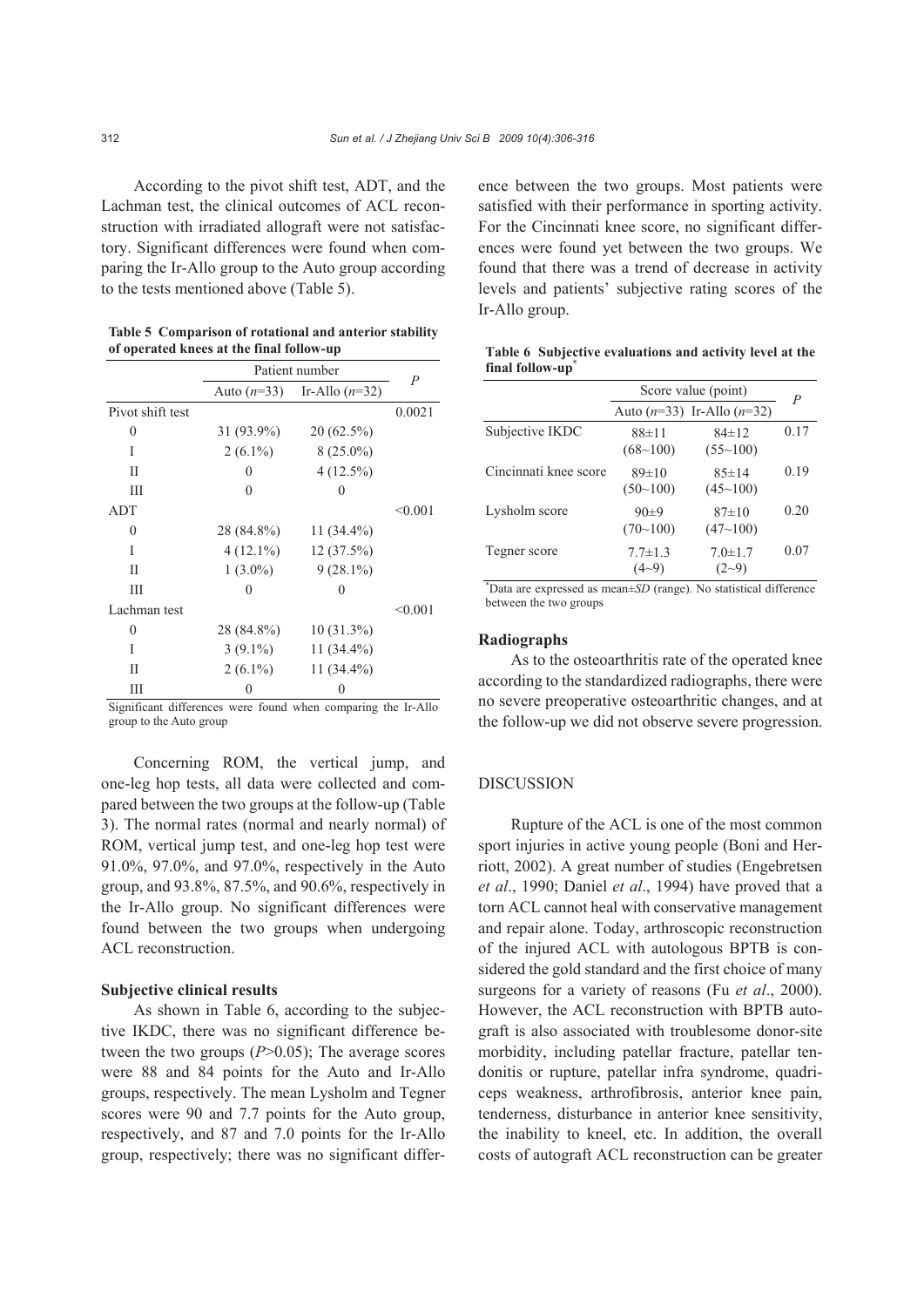According to the pivot shift test, ADT, and the Lachman test, the clinical outcomes of ACL reconstruction with irradiated allograft were not satisfactory. Significant differences were found when comparing the Ir-Allo group to the Auto group according to the tests mentioned above (Table 5).

**Table 5 Comparison of rotational and anterior stability of operated knees at the final follow-up**

| | Patient number | | *P* |
|---|---|---|---|
| | Auto (*n*=33) | Ir-Allo (*n*=32) | |
| Pivot shift test | | | 0.0021 |
| 0 | 31 (93.9%) | 20 (62.5%) | |
| I | 2 (6.1%) | 8 (25.0%) | |
| II | 0 | 4 (12.5%) | |
| III | 0 | 0 | |
| ADT | | | <0.001 |
| 0 | 28 (84.8%) | 11 (34.4%) | |
| I | 4 (12.1%) | 12 (37.5%) | |
| II | 1 (3.0%) | 9 (28.1%) | |
| III | 0 | 0 | |
| Lachman test | | | <0.001 |
| 0 | 28 (84.8%) | 10 (31.3%) | |
| I | 3 (9.1%) | 11 (34.4%) | |
| II | 2 (6.1%) | 11 (34.4%) | |
| III | 0 | 0 | |

Significant differences were found when comparing the Ir-Allo group to the Auto group

Concerning ROM, the vertical jump, and one-leg hop tests, all data were collected and compared between the two groups at the follow-up (Table 3). The normal rates (normal and nearly normal) of ROM, vertical jump test, and one-leg hop test were 91.0%, 97.0%, and 97.0%, respectively in the Auto group, and 93.8%, 87.5%, and 90.6%, respectively in the Ir-Allo group. No significant differences were found between the two groups when undergoing ACL reconstruction.

### Subjective clinical results

As shown in Table 6, according to the subjective IKDC, there was no significant difference between the two groups ($P>0.05$); The average scores were 88 and 84 points for the Auto and Ir-Allo groups, respectively. The mean Lysholm and Tegner scores were 90 and 7.7 points for the Auto group, respectively, and 87 and 7.0 points for the Ir-Allo group, respectively; there was no significant difference between the two groups. Most patients were satisfied with their performance in sporting activity. For the Cincinnati knee score, no significant differences were found yet between the two groups. We found that there was a trend of decrease in activity levels and patients' subjective rating scores of the Ir-Allo group.

**Table 6 Subjective evaluations and activity level at the final follow-up***

| | Score value (point) | | *P* |
|---|---|---|---|
| | Auto (*n*=33) | Ir-Allo (*n*=32) | |
| Subjective IKDC | 88±11 (68~100) | 84±12 (55~100) | 0.17 |
| Cincinnati knee score | 89±10 (50~100) | 85±14 (45~100) | 0.19 |
| Lysholm score | 90±9 (70~100) | 87±10 (47~100) | 0.20 |
| Tegner score | 7.7±1.3 (4~9) | 7.0±1.7 (2~9) | 0.07 |

*Data are expressed as mean±*SD* (range). No statistical difference between the two groups

### Radiographs

As to the osteoarthritis rate of the operated knee according to the standardized radiographs, there were no severe preoperative osteoarthritic changes, and at the follow-up we did not observe severe progression.

## DISCUSSION

Rupture of the ACL is one of the most common sport injuries in active young people (Boni and Herriott, 2002). A great number of studies (Engebretsen *et al*., 1990; Daniel *et al*., 1994) have proved that a torn ACL cannot heal with conservative management and repair alone. Today, arthroscopic reconstruction of the injured ACL with autologous BPTB is considered the gold standard and the first choice of many surgeons for a variety of reasons (Fu *et al*., 2000). However, the ACL reconstruction with BPTB autograft is also associated with troublesome donor-site morbidity, including patellar fracture, patellar tendonitis or rupture, patellar infra syndrome, quadriceps weakness, arthrofibrosis, anterior knee pain, tenderness, disturbance in anterior knee sensitivity, the inability to kneel, etc. In addition, the overall costs of autograft ACL reconstruction can be greater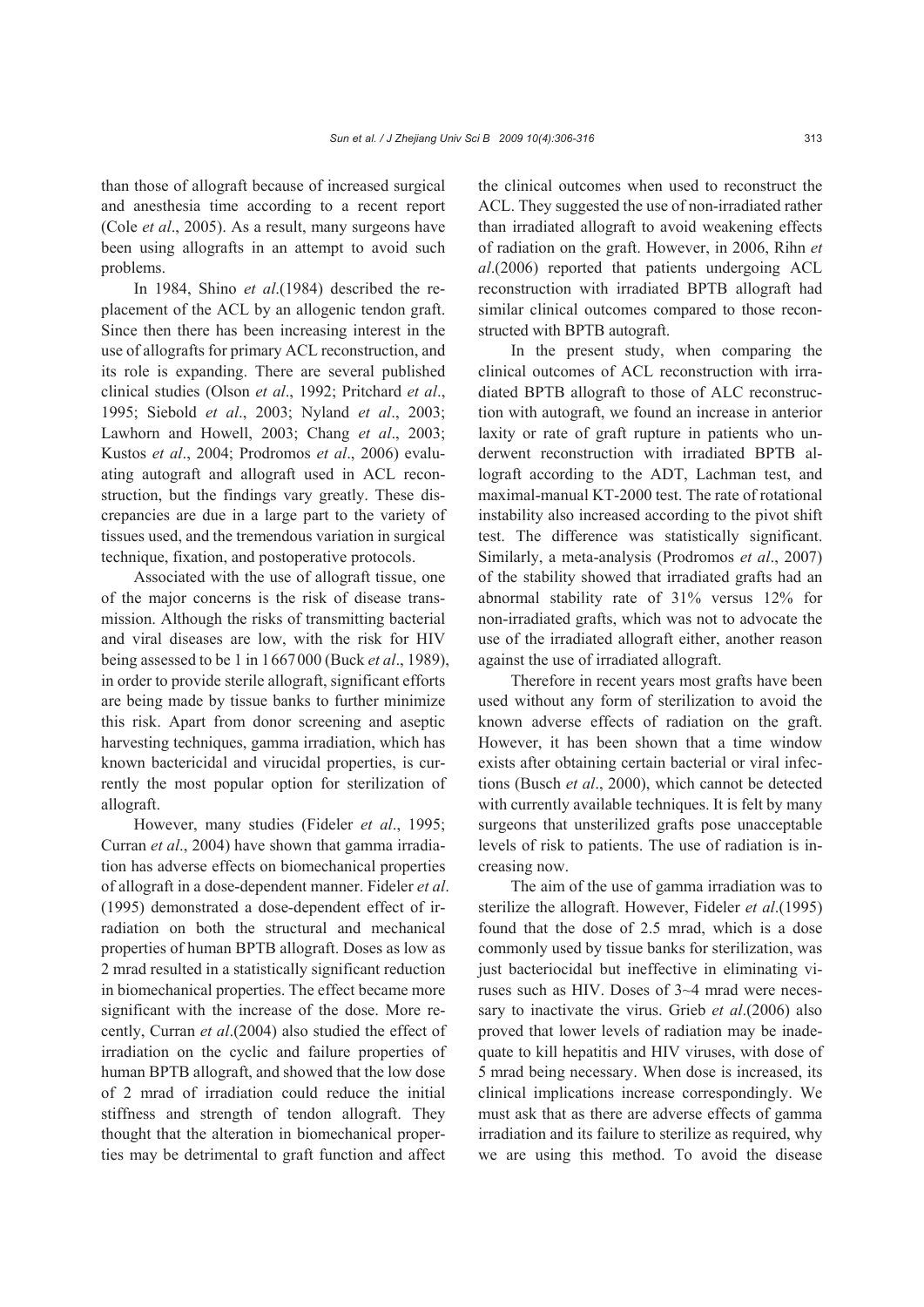than those of allograft because of increased surgical and anesthesia time according to a recent report (Cole *et al*., 2005). As a result, many surgeons have been using allografts in an attempt to avoid such problems.

In 1984, Shino *et al*.(1984) described the replacement of the ACL by an allogenic tendon graft. Since then there has been increasing interest in the use of allografts for primary ACL reconstruction, and its role is expanding. There are several published clinical studies (Olson *et al*., 1992; Pritchard *et al*., 1995; Siebold *et al*., 2003; Nyland *et al*., 2003; Lawhorn and Howell, 2003; Chang *et al*., 2003; Kustos *et al*., 2004; Prodromos *et al*., 2006) evaluating autograft and allograft used in ACL reconstruction, but the findings vary greatly. These discrepancies are due in a large part to the variety of tissues used, and the tremendous variation in surgical technique, fixation, and postoperative protocols.

Associated with the use of allograft tissue, one of the major concerns is the risk of disease transmission. Although the risks of transmitting bacterial and viral diseases are low, with the risk for HIV being assessed to be 1 in 1667000 (Buck *et al*., 1989), in order to provide sterile allograft, significant efforts are being made by tissue banks to further minimize this risk. Apart from donor screening and aseptic harvesting techniques, gamma irradiation, which has known bactericidal and virucidal properties, is currently the most popular option for sterilization of allograft.

However, many studies (Fideler *et al*., 1995; Curran *et al*., 2004) have shown that gamma irradiation has adverse effects on biomechanical properties of allograft in a dose-dependent manner. Fideler *et al*. (1995) demonstrated a dose-dependent effect of irradiation on both the structural and mechanical properties of human BPTB allograft. Doses as low as 2 mrad resulted in a statistically significant reduction in biomechanical properties. The effect became more significant with the increase of the dose. More recently, Curran *et al*.(2004) also studied the effect of irradiation on the cyclic and failure properties of human BPTB allograft, and showed that the low dose of 2 mrad of irradiation could reduce the initial stiffness and strength of tendon allograft. They thought that the alteration in biomechanical properties may be detrimental to graft function and affect the clinical outcomes when used to reconstruct the ACL. They suggested the use of non-irradiated rather than irradiated allograft to avoid weakening effects of radiation on the graft. However, in 2006, Rihn *et al*.(2006) reported that patients undergoing ACL reconstruction with irradiated BPTB allograft had similar clinical outcomes compared to those reconstructed with BPTB autograft.

In the present study, when comparing the clinical outcomes of ACL reconstruction with irradiated BPTB allograft to those of ALC reconstruction with autograft, we found an increase in anterior laxity or rate of graft rupture in patients who underwent reconstruction with irradiated BPTB allograft according to the ADT, Lachman test, and maximal-manual KT-2000 test. The rate of rotational instability also increased according to the pivot shift test. The difference was statistically significant. Similarly, a meta-analysis (Prodromos *et al*., 2007) of the stability showed that irradiated grafts had an abnormal stability rate of 31% versus 12% for non-irradiated grafts, which was not to advocate the use of the irradiated allograft either, another reason against the use of irradiated allograft.

Therefore in recent years most grafts have been used without any form of sterilization to avoid the known adverse effects of radiation on the graft. However, it has been shown that a time window exists after obtaining certain bacterial or viral infections (Busch *et al*., 2000), which cannot be detected with currently available techniques. It is felt by many surgeons that unsterilized grafts pose unacceptable levels of risk to patients. The use of radiation is increasing now.

The aim of the use of gamma irradiation was to sterilize the allograft. However, Fideler *et al*.(1995) found that the dose of 2.5 mrad, which is a dose commonly used by tissue banks for sterilization, was just bacteriocidal but ineffective in eliminating viruses such as HIV. Doses of 3~4 mrad were necessary to inactivate the virus. Grieb *et al*.(2006) also proved that lower levels of radiation may be inadequate to kill hepatitis and HIV viruses, with dose of 5 mrad being necessary. When dose is increased, its clinical implications increase correspondingly. We must ask that as there are adverse effects of gamma irradiation and its failure to sterilize as required, why we are using this method. To avoid the disease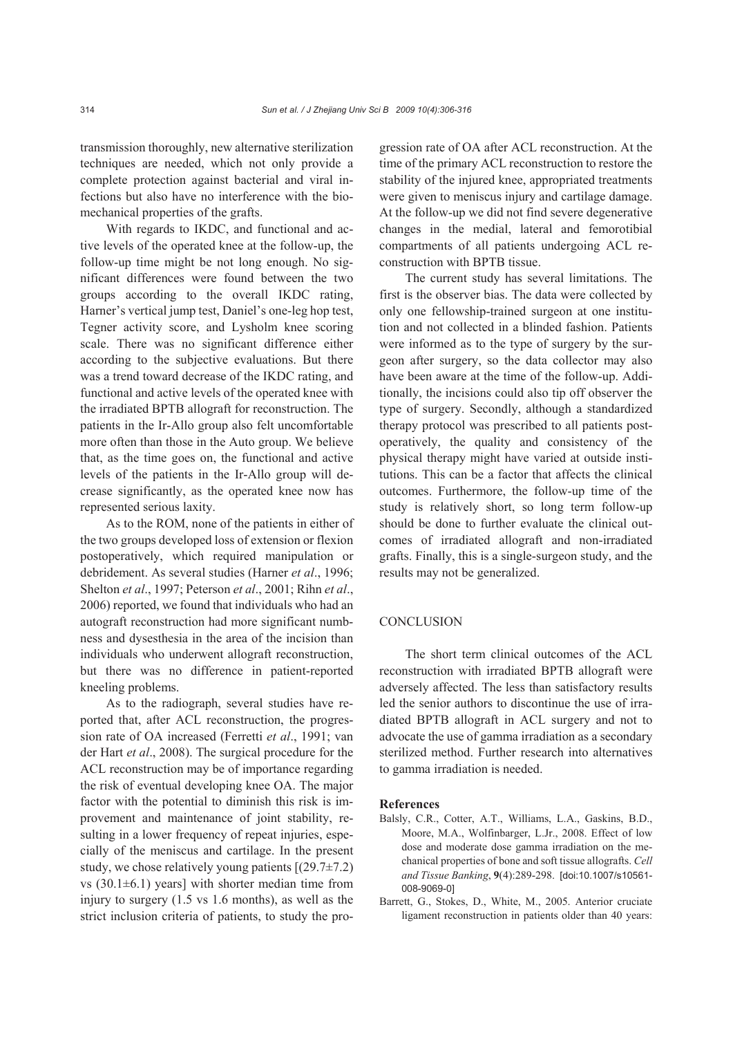transmission thoroughly, new alternative sterilization techniques are needed, which not only provide a complete protection against bacterial and viral infections but also have no interference with the biomechanical properties of the grafts.

With regards to IKDC, and functional and active levels of the operated knee at the follow-up, the follow-up time might be not long enough. No significant differences were found between the two groups according to the overall IKDC rating, Harner's vertical jump test, Daniel's one-leg hop test, Tegner activity score, and Lysholm knee scoring scale. There was no significant difference either according to the subjective evaluations. But there was a trend toward decrease of the IKDC rating, and functional and active levels of the operated knee with the irradiated BPTB allograft for reconstruction. The patients in the Ir-Allo group also felt uncomfortable more often than those in the Auto group. We believe that, as the time goes on, the functional and active levels of the patients in the Ir-Allo group will decrease significantly, as the operated knee now has represented serious laxity.

As to the ROM, none of the patients in either of the two groups developed loss of extension or flexion postoperatively, which required manipulation or debridement. As several studies (Harner *et al*., 1996; Shelton *et al*., 1997; Peterson *et al*., 2001; Rihn *et al*., 2006) reported, we found that individuals who had an autograft reconstruction had more significant numbness and dysesthesia in the area of the incision than individuals who underwent allograft reconstruction, but there was no difference in patient-reported kneeling problems.

As to the radiograph, several studies have reported that, after ACL reconstruction, the progression rate of OA increased (Ferretti *et al*., 1991; van der Hart *et al*., 2008). The surgical procedure for the ACL reconstruction may be of importance regarding the risk of eventual developing knee OA. The major factor with the potential to diminish this risk is improvement and maintenance of joint stability, resulting in a lower frequency of repeat injuries, especially of the meniscus and cartilage. In the present study, we chose relatively young patients [(29.7±7.2) vs (30.1±6.1) years] with shorter median time from injury to surgery (1.5 vs 1.6 months), as well as the strict inclusion criteria of patients, to study the progression rate of OA after ACL reconstruction. At the time of the primary ACL reconstruction to restore the stability of the injured knee, appropriated treatments were given to meniscus injury and cartilage damage. At the follow-up we did not find severe degenerative changes in the medial, lateral and femorotibial compartments of all patients undergoing ACL reconstruction with BPTB tissue.

The current study has several limitations. The first is the observer bias. The data were collected by only one fellowship-trained surgeon at one institution and not collected in a blinded fashion. Patients were informed as to the type of surgery by the surgeon after surgery, so the data collector may also have been aware at the time of the follow-up. Additionally, the incisions could also tip off observer the type of surgery. Secondly, although a standardized therapy protocol was prescribed to all patients postoperatively, the quality and consistency of the physical therapy might have varied at outside institutions. This can be a factor that affects the clinical outcomes. Furthermore, the follow-up time of the study is relatively short, so long term follow-up should be done to further evaluate the clinical outcomes of irradiated allograft and non-irradiated grafts. Finally, this is a single-surgeon study, and the results may not be generalized.

## CONCLUSION

The short term clinical outcomes of the ACL reconstruction with irradiated BPTB allograft were adversely affected. The less than satisfactory results led the senior authors to discontinue the use of irradiated BPTB allograft in ACL surgery and not to advocate the use of gamma irradiation as a secondary sterilized method. Further research into alternatives to gamma irradiation is needed.

### References

Balsly, C.R., Cotter, A.T., Williams, L.A., Gaskins, B.D., Moore, M.A., Wolfinbarger, L.Jr., 2008. Effect of low dose and moderate dose gamma irradiation on the mechanical properties of bone and soft tissue allografts. *Cell and Tissue Banking*, **9**(4):289-298. [doi:10.1007/s10561-008-9069-0]

Barrett, G., Stokes, D., White, M., 2005. Anterior cruciate ligament reconstruction in patients older than 40 years: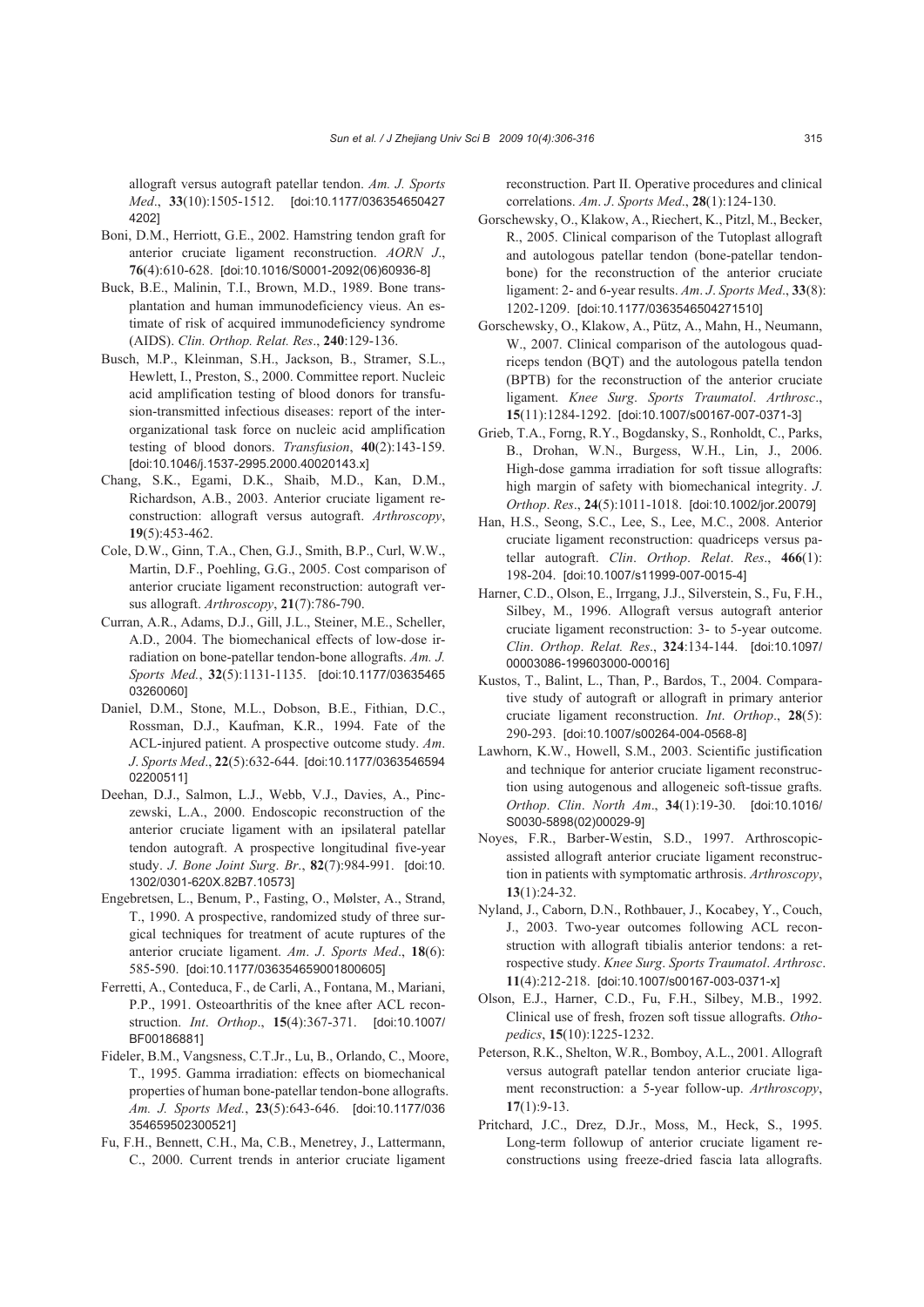allograft versus autograft patellar tendon. *Am. J. Sports Med*., **33**(10):1505-1512. [doi:10.1177/0363546504274202]

Boni, D.M., Herriott, G.E., 2002. Hamstring tendon graft for anterior cruciate ligament reconstruction. *AORN J*., **76**(4):610-628. [doi:10.1016/S0001-2092(06)60936-8]

Buck, B.E., Malinin, T.I., Brown, M.D., 1989. Bone transplantation and human immunodeficiency vieus. An estimate of risk of acquired immunodeficiency syndrome (AIDS). *Clin. Orthop. Relat. Res*., **240**:129-136.

Busch, M.P., Kleinman, S.H., Jackson, B., Stramer, S.L., Hewlett, I., Preston, S., 2000. Committee report. Nucleic acid amplification testing of blood donors for transfusion-transmitted infectious diseases: report of the interorganizational task force on nucleic acid amplification testing of blood donors. *Transfusion*, **40**(2):143-159. [doi:10.1046/j.1537-2995.2000.40020143.x]

Chang, S.K., Egami, D.K., Shaib, M.D., Kan, D.M., Richardson, A.B., 2003. Anterior cruciate ligament reconstruction: allograft versus autograft. *Arthroscopy*, **19**(5):453-462.

Cole, D.W., Ginn, T.A., Chen, G.J., Smith, B.P., Curl, W.W., Martin, D.F., Poehling, G.G., 2005. Cost comparison of anterior cruciate ligament reconstruction: autograft versus allograft. *Arthroscopy*, **21**(7):786-790.

Curran, A.R., Adams, D.J., Gill, J.L., Steiner, M.E., Scheller, A.D., 2004. The biomechanical effects of low-dose irradiation on bone-patellar tendon-bone allografts. *Am. J. Sports Med.*, **32**(5):1131-1135. [doi:10.1177/0363546503260060]

Daniel, D.M., Stone, M.L., Dobson, B.E., Fithian, D.C., Rossman, D.J., Kaufman, K.R., 1994. Fate of the ACL-injured patient. A prospective outcome study. *Am. J. Sports Med*., **22**(5):632-644. [doi:10.1177/036354659402200511]

Deehan, D.J., Salmon, L.J., Webb, V.J., Davies, A., Pinczewski, L.A., 2000. Endoscopic reconstruction of the anterior cruciate ligament with an ipsilateral patellar tendon autograft. A prospective longitudinal five-year study. *J. Bone Joint Surg. Br*., **82**(7):984-991. [doi:10.1302/0301-620X.82B7.10573]

Engebretsen, L., Benum, P., Fasting, O., Mølster, A., Strand, T., 1990. A prospective, randomized study of three surgical techniques for treatment of acute ruptures of the anterior cruciate ligament. *Am. J. Sports Med*., **18**(6): 585-590. [doi:10.1177/036354659001800605]

Ferretti, A., Conteduca, F., de Carli, A., Fontana, M., Mariani, P.P., 1991. Osteoarthritis of the knee after ACL reconstruction. *Int. Orthop*., **15**(4):367-371. [doi:10.1007/BF00186881]

Fideler, B.M., Vangsness, C.T.Jr., Lu, B., Orlando, C., Moore, T., 1995. Gamma irradiation: effects on biomechanical properties of human bone-patellar tendon-bone allografts. *Am. J. Sports Med.*, **23**(5):643-646. [doi:10.1177/036354659502300521]

Fu, F.H., Bennett, C.H., Ma, C.B., Menetrey, J., Lattermann, C., 2000. Current trends in anterior cruciate ligament reconstruction. Part II. Operative procedures and clinical correlations. *Am. J. Sports Med*., **28**(1):124-130.

Gorschewsky, O., Klakow, A., Riechert, K., Pitzl, M., Becker, R., 2005. Clinical comparison of the Tutoplast allograft and autologous patellar tendon (bone-patellar tendon-bone) for the reconstruction of the anterior cruciate ligament: 2- and 6-year results. *Am. J. Sports Med*., **33**(8): 1202-1209. [doi:10.1177/0363546504271510]

Gorschewsky, O., Klakow, A., Pütz, A., Mahn, H., Neumann, W., 2007. Clinical comparison of the autologous quadriceps tendon (BQT) and the autologous patella tendon (BPTB) for the reconstruction of the anterior cruciate ligament. *Knee Surg. Sports Traumatol. Arthrosc*., **15**(11):1284-1292. [doi:10.1007/s00167-007-0371-3]

Grieb, T.A., Forng, R.Y., Bogdansky, S., Ronholdt, C., Parks, B., Drohan, W.N., Burgess, W.H., Lin, J., 2006. High-dose gamma irradiation for soft tissue allografts: high margin of safety with biomechanical integrity. *J. Orthop. Res*., **24**(5):1011-1018. [doi:10.1002/jor.20079]

Han, H.S., Seong, S.C., Lee, S., Lee, M.C., 2008. Anterior cruciate ligament reconstruction: quadriceps versus patellar autograft. *Clin. Orthop. Relat. Res*., **466**(1): 198-204. [doi:10.1007/s11999-007-0015-4]

Harner, C.D., Olson, E., Irrgang, J.J., Silverstein, S., Fu, F.H., Silbey, M., 1996. Allograft versus autograft anterior cruciate ligament reconstruction: 3- to 5-year outcome. *Clin. Orthop. Relat. Res*., **324**:134-144. [doi:10.1097/00003086-199603000-00016]

Kustos, T., Balint, L., Than, P., Bardos, T., 2004. Comparative study of autograft or allograft in primary anterior cruciate ligament reconstruction. *Int. Orthop*., **28**(5): 290-293. [doi:10.1007/s00264-004-0568-8]

Lawhorn, K.W., Howell, S.M., 2003. Scientific justification and technique for anterior cruciate ligament reconstruction using autogenous and allogeneic soft-tissue grafts. *Orthop. Clin. North Am*., **34**(1):19-30. [doi:10.1016/S0030-5898(02)00029-9]

Noyes, F.R., Barber-Westin, S.D., 1997. Arthroscopic-assisted allograft anterior cruciate ligament reconstruction in patients with symptomatic arthrosis. *Arthroscopy*, **13**(1):24-32.

Nyland, J., Caborn, D.N., Rothbauer, J., Kocabey, Y., Couch, J., 2003. Two-year outcomes following ACL reconstruction with allograft tibialis anterior tendons: a retrospective study. *Knee Surg. Sports Traumatol. Arthrosc*. **11**(4):212-218. [doi:10.1007/s00167-003-0371-x]

Olson, E.J., Harner, C.D., Fu, F.H., Silbey, M.B., 1992. Clinical use of fresh, frozen soft tissue allografts. *Orthopedics*, **15**(10):1225-1232.

Peterson, R.K., Shelton, W.R., Bomboy, A.L., 2001. Allograft versus autograft patellar tendon anterior cruciate ligament reconstruction: a 5-year follow-up. *Arthroscopy*, **17**(1):9-13.

Pritchard, J.C., Drez, D.J.Jr., Moss, M., Heck, S., 1995. Long-term followup of anterior cruciate ligament reconstructions using freeze-dried fascia lata allografts.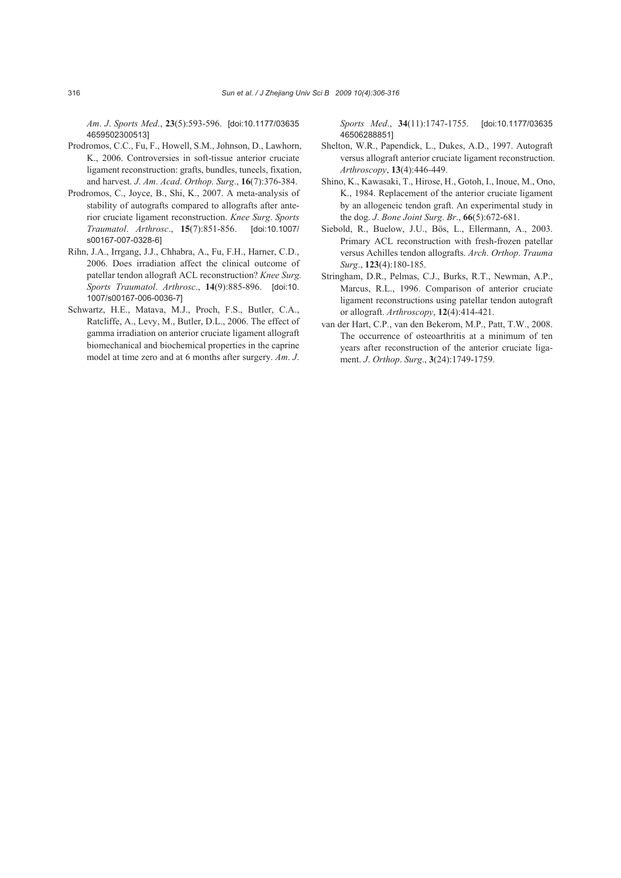*Am. J. Sports Med.*, **23**(5):593-596. [doi:10.1177/036354659502300513]

Prodromos, C.C., Fu, F., Howell, S.M., Johnson, D., Lawhorn, K., 2006. Controversies in soft-tissue anterior cruciate ligament reconstruction: grafts, bundles, tuneels, fixation, and harvest. *J. Am. Acad. Orthop. Surg.*, **16**(7):376-384.

Prodromos, C., Joyce, B., Shi, K., 2007. A meta-analysis of stability of autografts compared to allografts after anterior cruciate ligament reconstruction. *Knee Surg. Sports Traumatol. Arthrosc.*, **15**(7):851-856. [doi:10.1007/s00167-007-0328-6]

Rihn, J.A., Irrgang, J.J., Chhabra, A., Fu, F.H., Harner, C.D., 2006. Does irradiation affect the clinical outcome of patellar tendon allograft ACL reconstruction? *Knee Surg. Sports Traumatol. Arthrosc.*, **14**(9):885-896. [doi:10.1007/s00167-006-0036-7]

Schwartz, H.E., Matava, M.J., Proch, F.S., Butler, C.A., Ratcliffe, A., Levy, M., Butler, D.L., 2006. The effect of gamma irradiation on anterior cruciate ligament allograft biomechanical and biochemical properties in the caprine model at time zero and at 6 months after surgery. *Am. J. Sports Med.*, **34**(11):1747-1755. [doi:10.1177/0363546506288851]

Shelton, W.R., Papendick, L., Dukes, A.D., 1997. Autograft versus allograft anterior cruciate ligament reconstruction. *Arthroscopy*, **13**(4):446-449.

Shino, K., Kawasaki, T., Hirose, H., Gotoh, I., Inoue, M., Ono, K., 1984. Replacement of the anterior cruciate ligament by an allogeneic tendon graft. An experimental study in the dog. *J. Bone Joint Surg. Br.*, **66**(5):672-681.

Siebold, R., Buelow, J.U., Bös, L., Ellermann, A., 2003. Primary ACL reconstruction with fresh-frozen patellar versus Achilles tendon allografts. *Arch. Orthop. Trauma Surg.*, **123**(4):180-185.

Stringham, D.R., Pelmas, C.J., Burks, R.T., Newman, A.P., Marcus, R.L., 1996. Comparison of anterior cruciate ligament reconstructions using patellar tendon autograft or allograft. *Arthroscopy*, **12**(4):414-421.

van der Hart, C.P., van den Bekerom, M.P., Patt, T.W., 2008. The occurrence of osteoarthritis at a minimum of ten years after reconstruction of the anterior cruciate ligament. *J. Orthop. Surg.*, **3**(24):1749-1759.